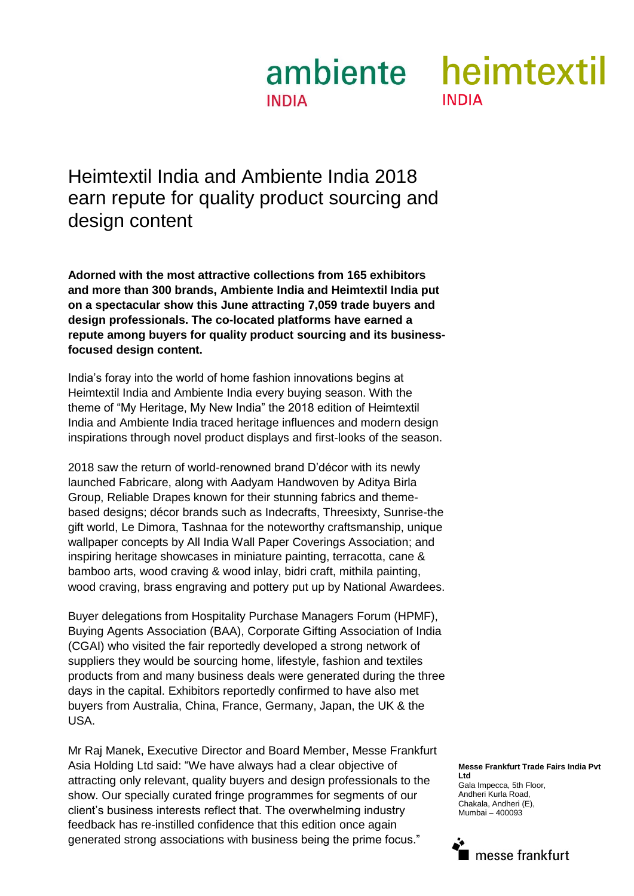ambiente INDIA heimtextil INDIA

# Heimtextil India and Ambiente India 2018 earn repute for quality product sourcing and design content

**Adorned with the most attractive collections from 165 exhibitors and more than 300 brands, Ambiente India and Heimtextil India put on a spectacular show this June attracting 7,059 trade buyers and design professionals. The co-located platforms have earned a repute among buyers for quality product sourcing and its business-focused design content.**

India's foray into the world of home fashion innovations begins at Heimtextil India and Ambiente India every buying season. With the theme of "My Heritage, My New India" the 2018 edition of Heimtextil India and Ambiente India traced heritage influences and modern design inspirations through novel product displays and first-looks of the season.

2018 saw the return of world-renowned brand D'décor with its newly launched Fabricare, along with Aadyam Handwoven by Aditya Birla Group, Reliable Drapes known for their stunning fabrics and theme-based designs; décor brands such as Indecrafts, Threesixty, Sunrise-the gift world, Le Dimora, Tashnaa for the noteworthy craftsmanship, unique wallpaper concepts by All India Wall Paper Coverings Association; and inspiring heritage showcases in miniature painting, terracotta, cane & bamboo arts, wood craving & wood inlay, bidri craft, mithila painting, wood craving, brass engraving and pottery put up by National Awardees.

Buyer delegations from Hospitality Purchase Managers Forum (HPMF), Buying Agents Association (BAA), Corporate Gifting Association of India (CGAI) who visited the fair reportedly developed a strong network of suppliers they would be sourcing home, lifestyle, fashion and textiles products from and many business deals were generated during the three days in the capital. Exhibitors reportedly confirmed to have also met buyers from Australia, China, France, Germany, Japan, the UK & the USA.

Mr Raj Manek, Executive Director and Board Member, Messe Frankfurt Asia Holding Ltd said: "We have always had a clear objective of attracting only relevant, quality buyers and design professionals to the show. Our specially curated fringe programmes for segments of our client's business interests reflect that. The overwhelming industry feedback has re-instilled confidence that this edition once again generated strong associations with business being the prime focus."

**Messe Frankfurt Trade Fairs India Pvt Ltd**
Gala Impecca, 5th Floor,
Andheri Kurla Road,
Chakala, Andheri (E),
Mumbai – 400093

messe frankfurt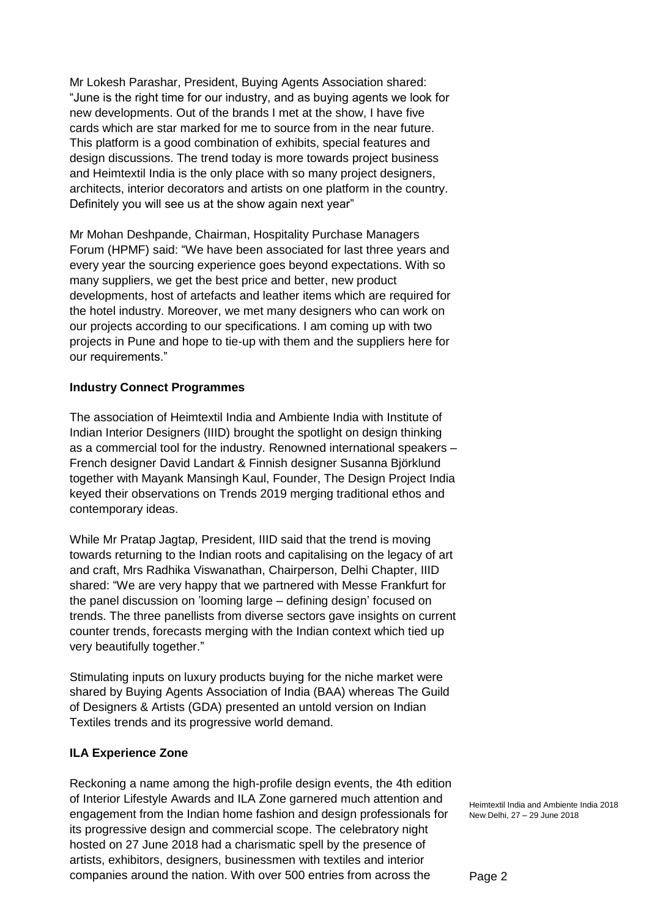Mr Lokesh Parashar, President, Buying Agents Association shared: "June is the right time for our industry, and as buying agents we look for new developments. Out of the brands I met at the show, I have five cards which are star marked for me to source from in the near future. This platform is a good combination of exhibits, special features and design discussions. The trend today is more towards project business and Heimtextil India is the only place with so many project designers, architects, interior decorators and artists on one platform in the country. Definitely you will see us at the show again next year"

Mr Mohan Deshpande, Chairman, Hospitality Purchase Managers Forum (HPMF) said: "We have been associated for last three years and every year the sourcing experience goes beyond expectations. With so many suppliers, we get the best price and better, new product developments, host of artefacts and leather items which are required for the hotel industry. Moreover, we met many designers who can work on our projects according to our specifications. I am coming up with two projects in Pune and hope to tie-up with them and the suppliers here for our requirements."

**Industry Connect Programmes**

The association of Heimtextil India and Ambiente India with Institute of Indian Interior Designers (IIID) brought the spotlight on design thinking as a commercial tool for the industry. Renowned international speakers – French designer David Landart & Finnish designer Susanna Björklund together with Mayank Mansingh Kaul, Founder, The Design Project India keyed their observations on Trends 2019 merging traditional ethos and contemporary ideas.

While Mr Pratap Jagtap, President, IIID said that the trend is moving towards returning to the Indian roots and capitalising on the legacy of art and craft, Mrs Radhika Viswanathan, Chairperson, Delhi Chapter, IIID shared: "We are very happy that we partnered with Messe Frankfurt for the panel discussion on 'looming large – defining design' focused on trends. The three panellists from diverse sectors gave insights on current counter trends, forecasts merging with the Indian context which tied up very beautifully together."

Stimulating inputs on luxury products buying for the niche market were shared by Buying Agents Association of India (BAA) whereas The Guild of Designers & Artists (GDA) presented an untold version on Indian Textiles trends and its progressive world demand.

**ILA Experience Zone**

Reckoning a name among the high-profile design events, the 4th edition of Interior Lifestyle Awards and ILA Zone garnered much attention and engagement from the Indian home fashion and design professionals for its progressive design and commercial scope. The celebratory night hosted on 27 June 2018 had a charismatic spell by the presence of artists, exhibitors, designers, businessmen with textiles and interior companies around the nation. With over 500 entries from across the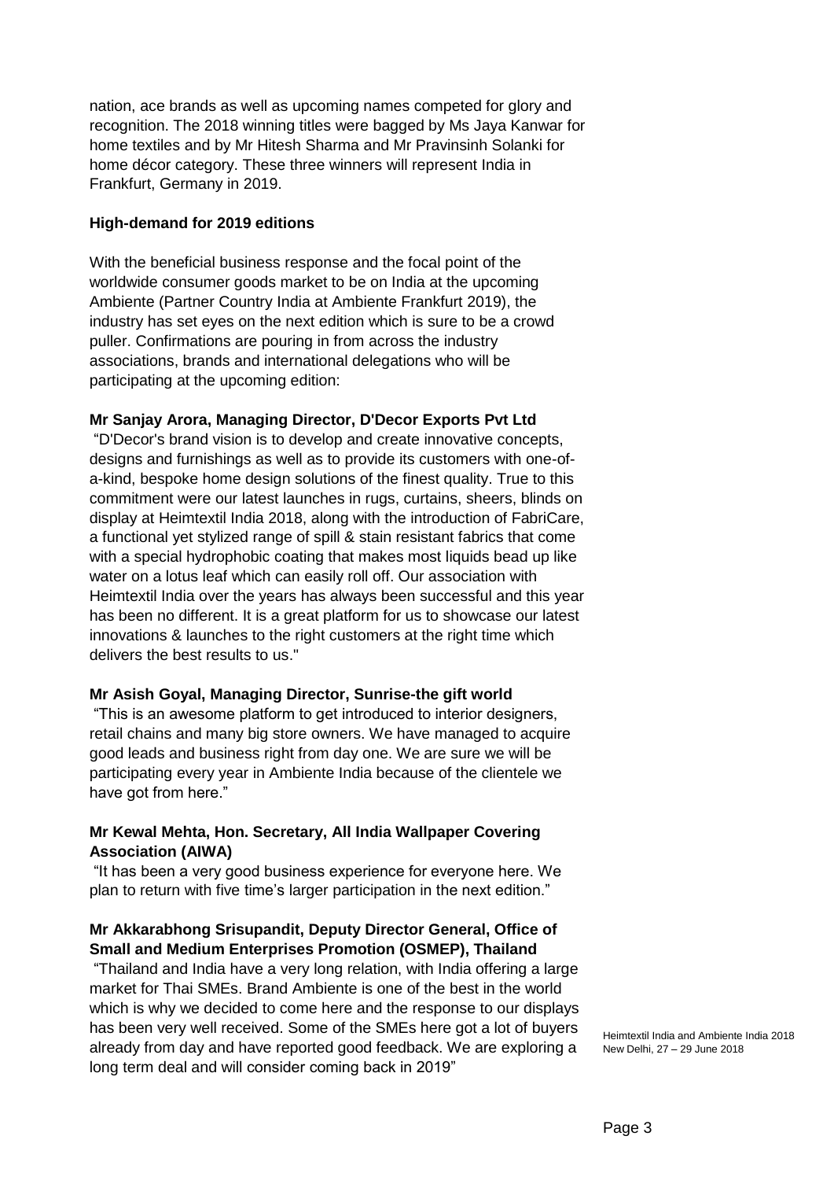nation, ace brands as well as upcoming names competed for glory and recognition. The 2018 winning titles were bagged by Ms Jaya Kanwar for home textiles and by Mr Hitesh Sharma and Mr Pravinsinh Solanki for home décor category. These three winners will represent India in Frankfurt, Germany in 2019.

**High-demand for 2019 editions**

With the beneficial business response and the focal point of the worldwide consumer goods market to be on India at the upcoming Ambiente (Partner Country India at Ambiente Frankfurt 2019), the industry has set eyes on the next edition which is sure to be a crowd puller. Confirmations are pouring in from across the industry associations, brands and international delegations who will be participating at the upcoming edition:

**Mr Sanjay Arora, Managing Director, D'Decor Exports Pvt Ltd**

"D'Decor's brand vision is to develop and create innovative concepts, designs and furnishings as well as to provide its customers with one-of-a-kind, bespoke home design solutions of the finest quality. True to this commitment were our latest launches in rugs, curtains, sheers, blinds on display at Heimtextil India 2018, along with the introduction of FabriCare, a functional yet stylized range of spill & stain resistant fabrics that come with a special hydrophobic coating that makes most liquids bead up like water on a lotus leaf which can easily roll off. Our association with Heimtextil India over the years has always been successful and this year has been no different. It is a great platform for us to showcase our latest innovations & launches to the right customers at the right time which delivers the best results to us."

**Mr Asish Goyal, Managing Director, Sunrise-the gift world**

"This is an awesome platform to get introduced to interior designers, retail chains and many big store owners. We have managed to acquire good leads and business right from day one. We are sure we will be participating every year in Ambiente India because of the clientele we have got from here."

**Mr Kewal Mehta, Hon. Secretary, All India Wallpaper Covering Association (AIWA)**

"It has been a very good business experience for everyone here. We plan to return with five time's larger participation in the next edition."

**Mr Akkarabhong Srisupandit, Deputy Director General, Office of Small and Medium Enterprises Promotion (OSMEP), Thailand**

"Thailand and India have a very long relation, with India offering a large market for Thai SMEs. Brand Ambiente is one of the best in the world which is why we decided to come here and the response to our displays has been very well received. Some of the SMEs here got a lot of buyers already from day and have reported good feedback. We are exploring a long term deal and will consider coming back in 2019"